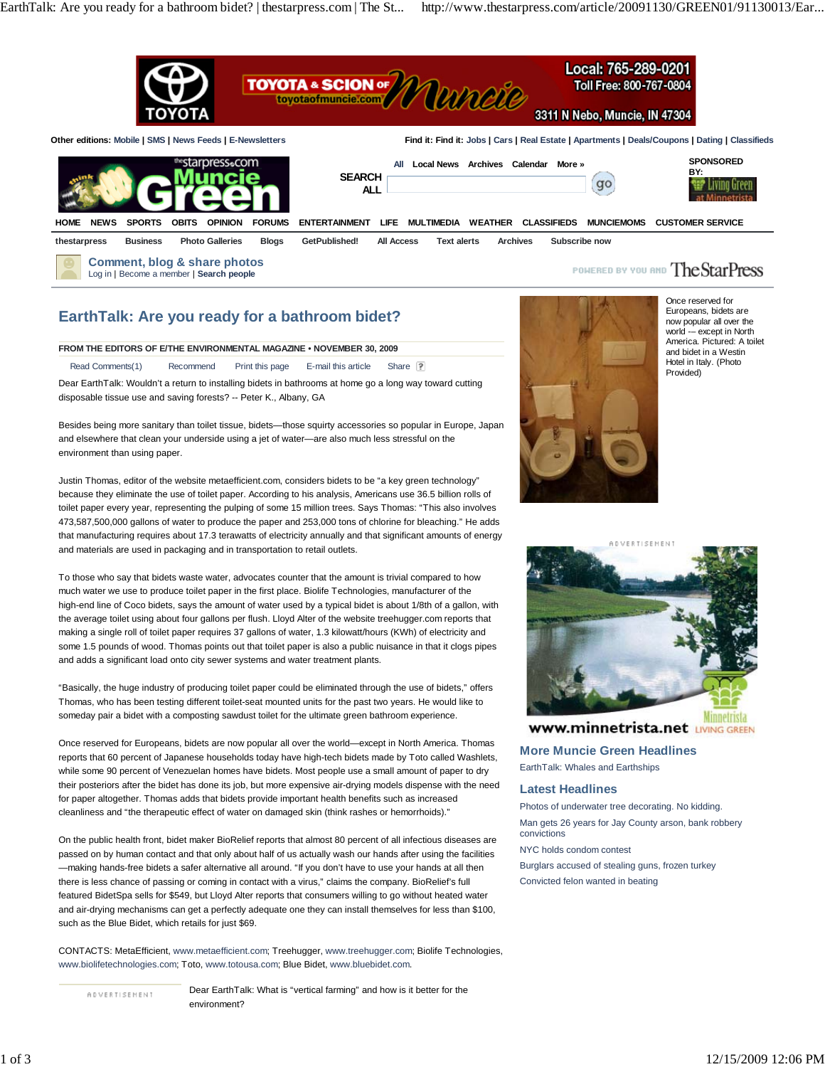# EarthTalk: Are you ready for a bathroom bidet?

**FROM THE EDITORS OF E/THE ENVIRONMENTAL MAGAZINE • NOVEMBER 30, 2009**

Dear EarthTalk: Wouldn't a return to installing bidets in bathrooms at home go a long way toward cutting disposable tissue use and saving forests? -- Peter K., Albany, GA

Besides being more sanitary than toilet tissue, bidets—those squirty accessories so popular in Europe, Japan and elsewhere that clean your underside using a jet of water—are also much less stressful on the environment than using paper.

Justin Thomas, editor of the website metaefficient.com, considers bidets to be "a key green technology" because they eliminate the use of toilet paper. According to his analysis, Americans use 36.5 billion rolls of toilet paper every year, representing the pulping of some 15 million trees. Says Thomas: "This also involves 473,587,500,000 gallons of water to produce the paper and 253,000 tons of chlorine for bleaching." He adds that manufacturing requires about 17.3 terawatts of electricity annually and that significant amounts of energy and materials are used in packaging and in transportation to retail outlets.

To those who say that bidets waste water, advocates counter that the amount is trivial compared to how much water we use to produce toilet paper in the first place. Biolife Technologies, manufacturer of the high-end line of Coco bidets, says the amount of water used by a typical bidet is about 1/8th of a gallon, while the average toilet using about four gallons per flush. Lloyd Alter of the website treehugger.com reports that making a single roll of toilet paper requires 37 gallons of water, 1.3 kilowatt/hours (KWh) of electricity and some 1.5 pounds of wood. Thomas points out that toilet paper is also a public nuisance in that it clogs pipes and adds a significant load onto city sewer systems and water treatment plants.

"Basically, the huge industry of producing toilet paper could be eliminated through the use of bidets," offers Thomas, who has been testing different toilet-seat mounted units for the past two years. He would like to someday pair a bidet with a composting sawdust toilet for the ultimate green bathroom experience.

Once reserved for Europeans, bidets are now popular all over the world—except in North America. Thomas reports that 60 percent of Japanese households today have high-tech bidets made by Toto called Washlets, while some 90 percent of Venezuelan homes have bidets. Most people use a small amount of paper to dry their posteriors after the bidet has done its job, but more expensive air-drying models dispense with the need for paper altogether. Thomas adds that bidets provide important health benefits such as increased cleanliness and "the therapeutic effect of water on damaged skin (think rashes or hemorrhoids)."

On the public health front, bidet maker BioRelief reports that almost 80 percent of all infectious diseases are passed on by human contact and that only about half of us actually wash our hands after using the facilities—making hands-free bidets a safer alternative all around. "If you don't have to use your hands at all then there is less chance of passing or coming in contact with a virus," claims the company. BioRelief's full featured BidetSpa sells for $549, but Lloyd Alter reports that consumers willing to go without heated water and air-drying mechanisms can get a perfectly adequate one they can install themselves for less than $100, such as the Blue Bidet, which retails for just $69.

CONTACTS: MetaEfficient, www.metaefficient.com; Treehugger, www.treehugger.com; Biolife Technologies, www.biolifetechnologies.com; Toto, www.totousa.com; Blue Bidet, www.bluebidet.com.

Once reserved for Europeans, bidets are now popular all over the world -- except in North America. Pictured: A toilet and bidet in a Westin Hotel in Italy. (Photo Provided)

Dear EarthTalk: What is "vertical farming" and how is it better for the environment?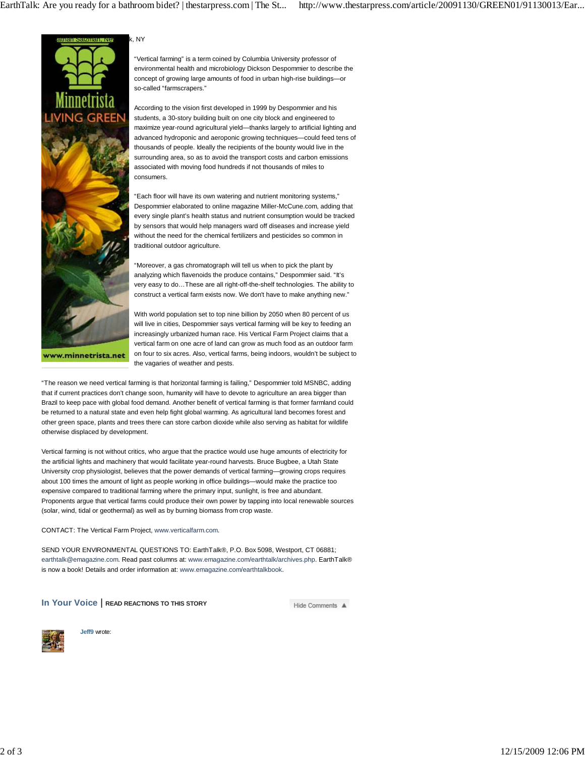k, NY

"Vertical farming" is a term coined by Columbia University professor of environmental health and microbiology Dickson Despommier to describe the concept of growing large amounts of food in urban high-rise buildings—or so-called "farmscrapers."

According to the vision first developed in 1999 by Despommier and his students, a 30-story building built on one city block and engineered to maximize year-round agricultural yield—thanks largely to artificial lighting and advanced hydroponic and aeroponic growing techniques—could feed tens of thousands of people. Ideally the recipients of the bounty would live in the surrounding area, so as to avoid the transport costs and carbon emissions associated with moving food hundreds if not thousands of miles to consumers.

"Each floor will have its own watering and nutrient monitoring systems," Despommier elaborated to online magazine Miller-McCune.com, adding that every single plant's health status and nutrient consumption would be tracked by sensors that would help managers ward off diseases and increase yield without the need for the chemical fertilizers and pesticides so common in traditional outdoor agriculture.

"Moreover, a gas chromatograph will tell us when to pick the plant by analyzing which flavenoids the produce contains," Despommier said. "It's very easy to do…These are all right-off-the-shelf technologies. The ability to construct a vertical farm exists now. We don't have to make anything new."

With world population set to top nine billion by 2050 when 80 percent of us will live in cities, Despommier says vertical farming will be key to feeding an increasingly urbanized human race. His Vertical Farm Project claims that a vertical farm on one acre of land can grow as much food as an outdoor farm on four to six acres. Also, vertical farms, being indoors, wouldn't be subject to the vagaries of weather and pests.

"The reason we need vertical farming is that horizontal farming is failing," Despommier told MSNBC, adding that if current practices don't change soon, humanity will have to devote to agriculture an area bigger than Brazil to keep pace with global food demand. Another benefit of vertical farming is that former farmland could be returned to a natural state and even help fight global warming. As agricultural land becomes forest and other green space, plants and trees there can store carbon dioxide while also serving as habitat for wildlife otherwise displaced by development.

Vertical farming is not without critics, who argue that the practice would use huge amounts of electricity for the artificial lights and machinery that would facilitate year-round harvests. Bruce Bugbee, a Utah State University crop physiologist, believes that the power demands of vertical farming—growing crops requires about 100 times the amount of light as people working in office buildings—would make the practice too expensive compared to traditional farming where the primary input, sunlight, is free and abundant. Proponents argue that vertical farms could produce their own power by tapping into local renewable sources (solar, wind, tidal or geothermal) as well as by burning biomass from crop waste.

CONTACT: The Vertical Farm Project, www.verticalfarm.com.

SEND YOUR ENVIRONMENTAL QUESTIONS TO: EarthTalk®, P.O. Box 5098, Westport, CT 06881; earthtalk@emagazine.com. Read past columns at: www.emagazine.com/earthtalk/archives.php. EarthTalk® is now a book! Details and order information at: www.emagazine.com/earthtalkbook.

## In Your Voice | READ REACTIONS TO THIS STORY

Hide Comments

Jeff9 wrote: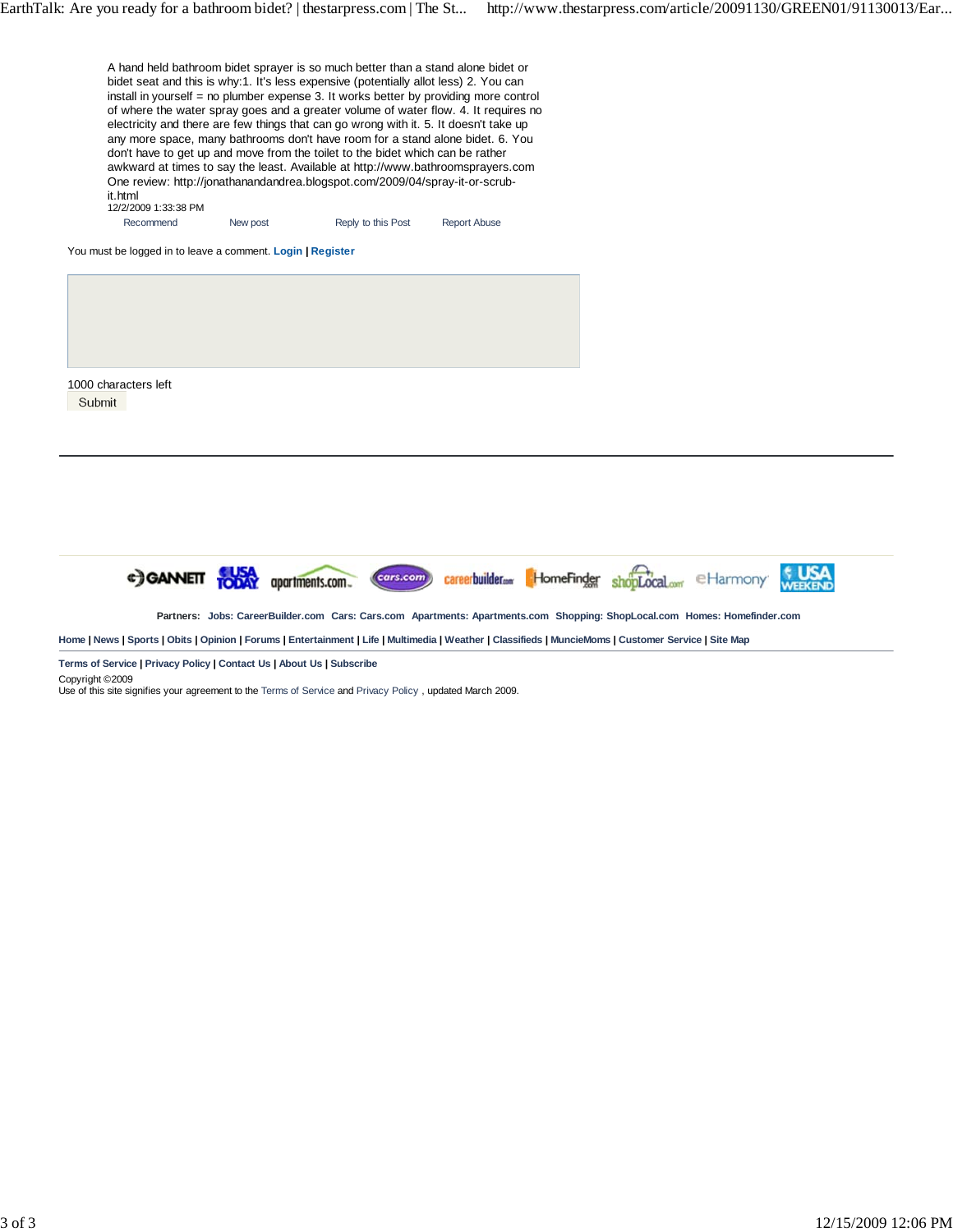A hand held bathroom bidet sprayer is so much better than a stand alone bidet or bidet seat and this is why:1. It's less expensive (potentially allot less) 2. You can install in yourself = no plumber expense 3. It works better by providing more control of where the water spray goes and a greater volume of water flow. 4. It requires no electricity and there are few things that can go wrong with it. 5. It doesn't take up any more space, many bathrooms don't have room for a stand alone bidet. 6. You don't have to get up and move from the toilet to the bidet which can be rather awkward at times to say the least. Available at http://www.bathroomsprayers.com One review: http://jonathanandandrea.blogspot.com/2009/04/spray-it-or-scrub-it.html

12/2/2009 1:33:38 PM

Recommend New post Reply to this Post Report Abuse

You must be logged in to leave a comment. **Login** | **Register**

1000 characters left

Submit

**Partners: Jobs: CareerBuilder.com Cars: Cars.com Apartments: Apartments.com Shopping: ShopLocal.com Homes: Homefinder.com**

**Home | News | Sports | Obits | Opinion | Forums | Entertainment | Life | Multimedia | Weather | Classifieds | MuncieMoms | Customer Service | Site Map**

**Terms of Service | Privacy Policy | Contact Us | About Us | Subscribe**

Copyright ©2009

Use of this site signifies your agreement to the Terms of Service and Privacy Policy , updated March 2009.